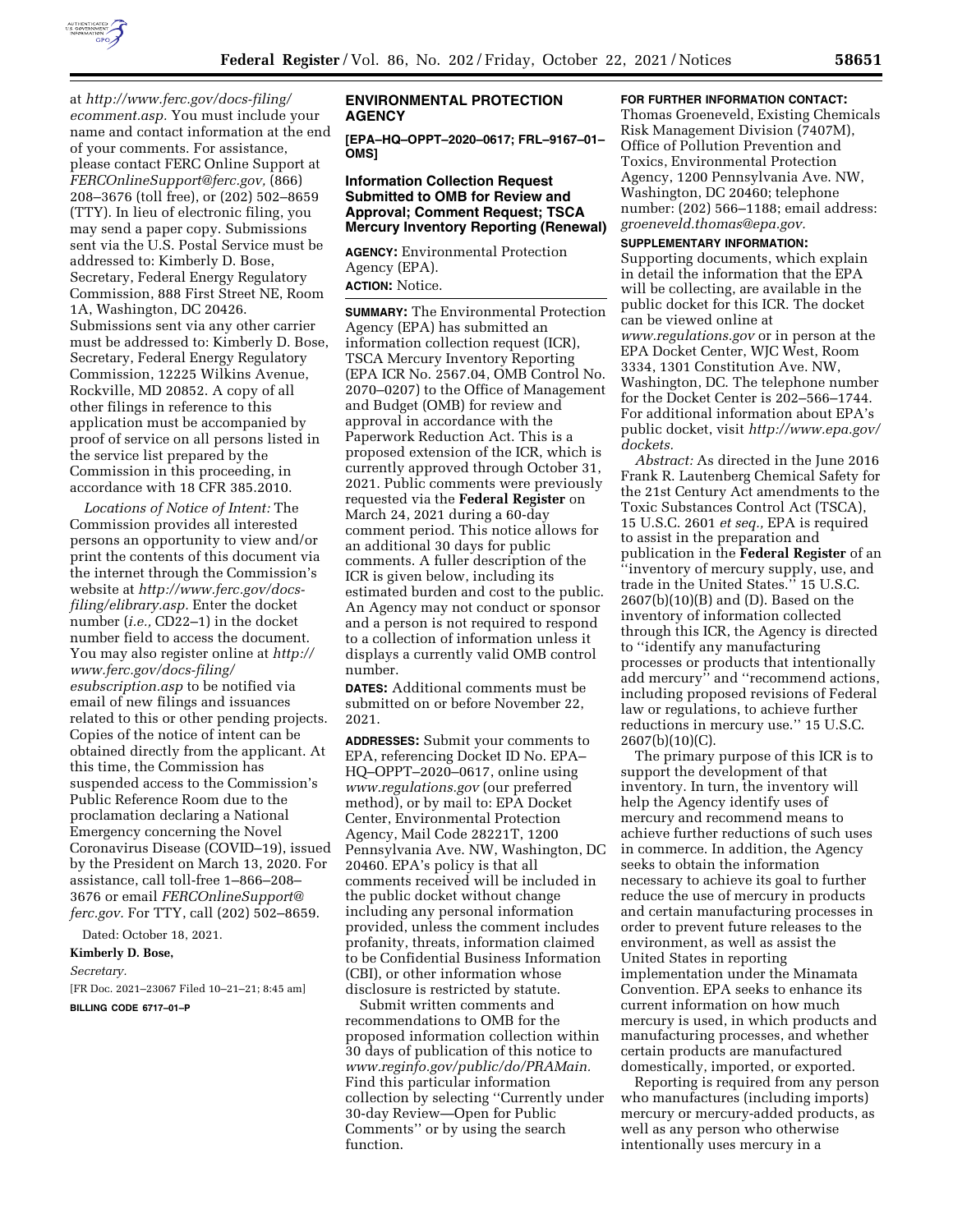at *http://www.ferc.gov/docs-filing/ecomment.asp.* You must include your name and contact information at the end of your comments. For assistance, please contact FERC Online Support at *FERCOnlineSupport@ferc.gov,* (866) 208–3676 (toll free), or (202) 502–8659 (TTY). In lieu of electronic filing, you may send a paper copy. Submissions sent via the U.S. Postal Service must be addressed to: Kimberly D. Bose, Secretary, Federal Energy Regulatory Commission, 888 First Street NE, Room 1A, Washington, DC 20426. Submissions sent via any other carrier must be addressed to: Kimberly D. Bose, Secretary, Federal Energy Regulatory Commission, 12225 Wilkins Avenue, Rockville, MD 20852. A copy of all other filings in reference to this application must be accompanied by proof of service on all persons listed in the service list prepared by the Commission in this proceeding, in accordance with 18 CFR 385.2010.

*Locations of Notice of Intent:* The Commission provides all interested persons an opportunity to view and/or print the contents of this document via the internet through the Commission's website at *http://www.ferc.gov/docs-filing/elibrary.asp.* Enter the docket number (*i.e.,* CD22–1) in the docket number field to access the document. You may also register online at *http://www.ferc.gov/docs-filing/esubscription.asp* to be notified via email of new filings and issuances related to this or other pending projects. Copies of the notice of intent can be obtained directly from the applicant. At this time, the Commission has suspended access to the Commission's Public Reference Room due to the proclamation declaring a National Emergency concerning the Novel Coronavirus Disease (COVID–19), issued by the President on March 13, 2020. For assistance, call toll-free 1–866–208–3676 or email *FERCOnlineSupport@ferc.gov.* For TTY, call (202) 502–8659.

Dated: October 18, 2021.

**Kimberly D. Bose,**

*Secretary.*

[FR Doc. 2021–23067 Filed 10–21–21; 8:45 am]

**BILLING CODE 6717–01–P**

## ENVIRONMENTAL PROTECTION AGENCY

**[EPA–HQ–OPPT–2020–0617; FRL–9167–01–OMS]**

### Information Collection Request Submitted to OMB for Review and Approval; Comment Request; TSCA Mercury Inventory Reporting (Renewal)

**AGENCY:** Environmental Protection Agency (EPA).

**ACTION:** Notice.

**SUMMARY:** The Environmental Protection Agency (EPA) has submitted an information collection request (ICR), TSCA Mercury Inventory Reporting (EPA ICR No. 2567.04, OMB Control No. 2070–0207) to the Office of Management and Budget (OMB) for review and approval in accordance with the Paperwork Reduction Act. This is a proposed extension of the ICR, which is currently approved through October 31, 2021. Public comments were previously requested via the **Federal Register** on March 24, 2021 during a 60-day comment period. This notice allows for an additional 30 days for public comments. A fuller description of the ICR is given below, including its estimated burden and cost to the public. An Agency may not conduct or sponsor and a person is not required to respond to a collection of information unless it displays a currently valid OMB control number.

**DATES:** Additional comments must be submitted on or before November 22, 2021.

**ADDRESSES:** Submit your comments to EPA, referencing Docket ID No. EPA–HQ–OPPT–2020–0617, online using *www.regulations.gov* (our preferred method), or by mail to: EPA Docket Center, Environmental Protection Agency, Mail Code 28221T, 1200 Pennsylvania Ave. NW, Washington, DC 20460. EPA's policy is that all comments received will be included in the public docket without change including any personal information provided, unless the comment includes profanity, threats, information claimed to be Confidential Business Information (CBI), or other information whose disclosure is restricted by statute.

Submit written comments and recommendations to OMB for the proposed information collection within 30 days of publication of this notice to *www.reginfo.gov/public/do/PRAMain.* Find this particular information collection by selecting ''Currently under 30-day Review—Open for Public Comments'' or by using the search function.

**FOR FURTHER INFORMATION CONTACT:** Thomas Groeneveld, Existing Chemicals Risk Management Division (7407M), Office of Pollution Prevention and Toxics, Environmental Protection Agency, 1200 Pennsylvania Ave. NW, Washington, DC 20460; telephone number: (202) 566–1188; email address: *groeneveld.thomas@epa.gov.*

**SUPPLEMENTARY INFORMATION:** Supporting documents, which explain in detail the information that the EPA will be collecting, are available in the public docket for this ICR. The docket can be viewed online at *www.regulations.gov* or in person at the EPA Docket Center, WJC West, Room 3334, 1301 Constitution Ave. NW, Washington, DC. The telephone number for the Docket Center is 202–566–1744. For additional information about EPA's public docket, visit *http://www.epa.gov/dockets.*

*Abstract:* As directed in the June 2016 Frank R. Lautenberg Chemical Safety for the 21st Century Act amendments to the Toxic Substances Control Act (TSCA), 15 U.S.C. 2601 *et seq.,* EPA is required to assist in the preparation and publication in the **Federal Register** of an ''inventory of mercury supply, use, and trade in the United States.'' 15 U.S.C. 2607(b)(10)(B) and (D). Based on the inventory of information collected through this ICR, the Agency is directed to ''identify any manufacturing processes or products that intentionally add mercury'' and ''recommend actions, including proposed revisions of Federal law or regulations, to achieve further reductions in mercury use.'' 15 U.S.C. 2607(b)(10)(C).

The primary purpose of this ICR is to support the development of that inventory. In turn, the inventory will help the Agency identify uses of mercury and recommend means to achieve further reductions of such uses in commerce. In addition, the Agency seeks to obtain the information necessary to achieve its goal to further reduce the use of mercury in products and certain manufacturing processes in order to prevent future releases to the environment, as well as assist the United States in reporting implementation under the Minamata Convention. EPA seeks to enhance its current information on how much mercury is used, in which products and manufacturing processes, and whether certain products are manufactured domestically, imported, or exported.

Reporting is required from any person who manufactures (including imports) mercury or mercury-added products, as well as any person who otherwise intentionally uses mercury in a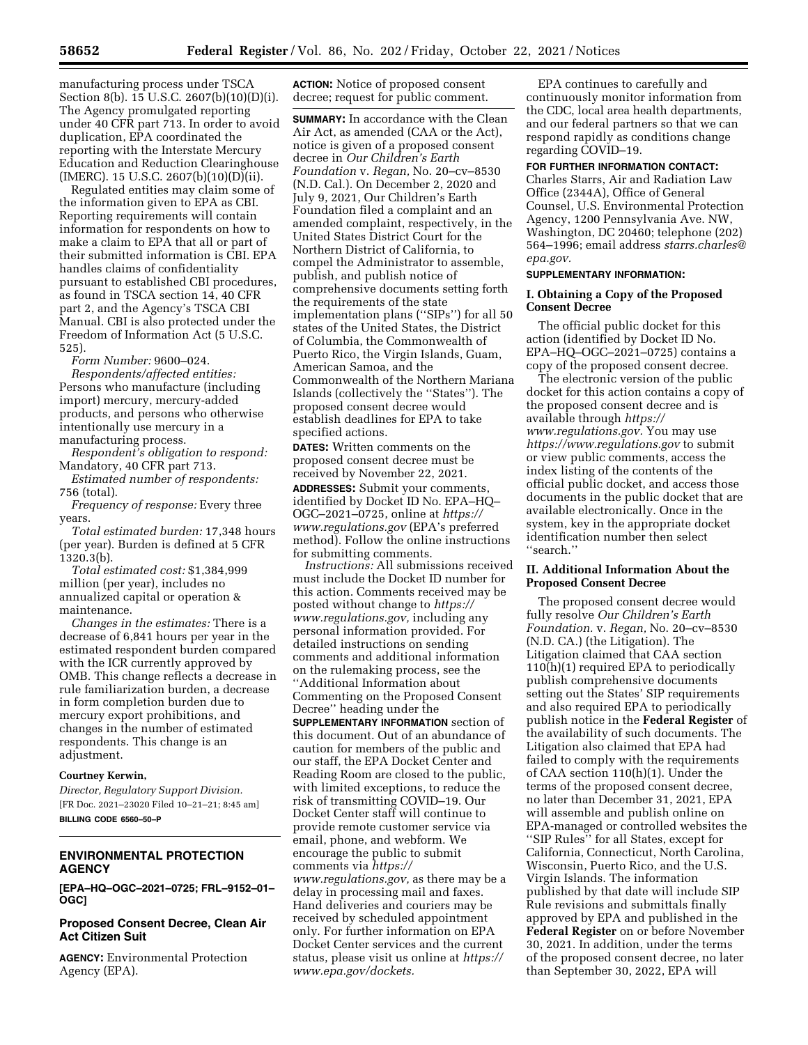manufacturing process under TSCA Section 8(b). 15 U.S.C. 2607(b)(10)(D)(i). The Agency promulgated reporting under 40 CFR part 713. In order to avoid duplication, EPA coordinated the reporting with the Interstate Mercury Education and Reduction Clearinghouse (IMERC). 15 U.S.C. 2607(b)(10)(D)(ii).

Regulated entities may claim some of the information given to EPA as CBI. Reporting requirements will contain information for respondents on how to make a claim to EPA that all or part of their submitted information is CBI. EPA handles claims of confidentiality pursuant to established CBI procedures, as found in TSCA section 14, 40 CFR part 2, and the Agency's TSCA CBI Manual. CBI is also protected under the Freedom of Information Act (5 U.S.C. 525).

*Form Number:* 9600–024.

*Respondents/affected entities:* Persons who manufacture (including import) mercury, mercury-added products, and persons who otherwise intentionally use mercury in a manufacturing process.

*Respondent's obligation to respond:* Mandatory, 40 CFR part 713.

*Estimated number of respondents:* 756 (total).

*Frequency of response:* Every three years.

*Total estimated burden:* 17,348 hours (per year). Burden is defined at 5 CFR 1320.3(b).

*Total estimated cost:* $1,384,999 million (per year), includes no annualized capital or operation & maintenance.

*Changes in the estimates:* There is a decrease of 6,841 hours per year in the estimated respondent burden compared with the ICR currently approved by OMB. This change reflects a decrease in rule familiarization burden, a decrease in form completion burden due to mercury export prohibitions, and changes in the number of estimated respondents. This change is an adjustment.

**Courtney Kerwin,**

*Director, Regulatory Support Division.*

[FR Doc. 2021–23020 Filed 10–21–21; 8:45 am]

**BILLING CODE 6560–50–P**

## ENVIRONMENTAL PROTECTION AGENCY

**[EPA–HQ–OGC–2021–0725; FRL–9152–01–OGC]**

## Proposed Consent Decree, Clean Air Act Citizen Suit

**AGENCY:** Environmental Protection Agency (EPA).

**ACTION:** Notice of proposed consent decree; request for public comment.

**SUMMARY:** In accordance with the Clean Air Act, as amended (CAA or the Act), notice is given of a proposed consent decree in *Our Children's Earth Foundation* v. *Regan,* No. 20–cv–8530 (N.D. Cal.). On December 2, 2020 and July 9, 2021, Our Children's Earth Foundation filed a complaint and an amended complaint, respectively, in the United States District Court for the Northern District of California, to compel the Administrator to assemble, publish, and publish notice of comprehensive documents setting forth the requirements of the state implementation plans (''SIPs'') for all 50 states of the United States, the District of Columbia, the Commonwealth of Puerto Rico, the Virgin Islands, Guam, American Samoa, and the Commonwealth of the Northern Mariana Islands (collectively the ''States''). The proposed consent decree would establish deadlines for EPA to take specified actions.

**DATES:** Written comments on the proposed consent decree must be received by November 22, 2021.

**ADDRESSES:** Submit your comments, identified by Docket ID No. EPA–HQ–OGC–2021–0725, online at *https://www.regulations.gov* (EPA's preferred method). Follow the online instructions for submitting comments.

*Instructions:* All submissions received must include the Docket ID number for this action. Comments received may be posted without change to *https://www.regulations.gov,* including any personal information provided. For detailed instructions on sending comments and additional information on the rulemaking process, see the ''Additional Information about Commenting on the Proposed Consent Decree'' heading under the **SUPPLEMENTARY INFORMATION** section of this document. Out of an abundance of caution for members of the public and our staff, the EPA Docket Center and Reading Room are closed to the public, with limited exceptions, to reduce the risk of transmitting COVID–19. Our Docket Center staff will continue to provide remote customer service via email, phone, and webform. We encourage the public to submit comments via *https://www.regulations.gov,* as there may be a delay in processing mail and faxes. Hand deliveries and couriers may be received by scheduled appointment only. For further information on EPA Docket Center services and the current status, please visit us online at *https://www.epa.gov/dockets.*

EPA continues to carefully and continuously monitor information from the CDC, local area health departments, and our federal partners so that we can respond rapidly as conditions change regarding COVID–19.

**FOR FURTHER INFORMATION CONTACT:** Charles Starrs, Air and Radiation Law Office (2344A), Office of General Counsel, U.S. Environmental Protection Agency, 1200 Pennsylvania Ave. NW, Washington, DC 20460; telephone (202) 564–1996; email address *starrs.charles@epa.gov.*

**SUPPLEMENTARY INFORMATION:**

### I. Obtaining a Copy of the Proposed Consent Decree

The official public docket for this action (identified by Docket ID No. EPA–HQ–OGC–2021–0725) contains a copy of the proposed consent decree.

The electronic version of the public docket for this action contains a copy of the proposed consent decree and is available through *https://www.regulations.gov.* You may use *https://www.regulations.gov* to submit or view public comments, access the index listing of the contents of the official public docket, and access those documents in the public docket that are available electronically. Once in the system, key in the appropriate docket identification number then select ''search.''

### II. Additional Information About the Proposed Consent Decree

The proposed consent decree would fully resolve *Our Children's Earth Foundation.* v. *Regan,* No. 20–cv–8530 (N.D. CA.) (the Litigation). The Litigation claimed that CAA section 110(h)(1) required EPA to periodically publish comprehensive documents setting out the States' SIP requirements and also required EPA to periodically publish notice in the **Federal Register** of the availability of such documents. The Litigation also claimed that EPA had failed to comply with the requirements of CAA section 110(h)(1). Under the terms of the proposed consent decree, no later than December 31, 2021, EPA will assemble and publish online on EPA-managed or controlled websites the ''SIP Rules'' for all States, except for California, Connecticut, North Carolina, Wisconsin, Puerto Rico, and the U.S. Virgin Islands. The information published by that date will include SIP Rule revisions and submittals finally approved by EPA and published in the **Federal Register** on or before November 30, 2021. In addition, under the terms of the proposed consent decree, no later than September 30, 2022, EPA will